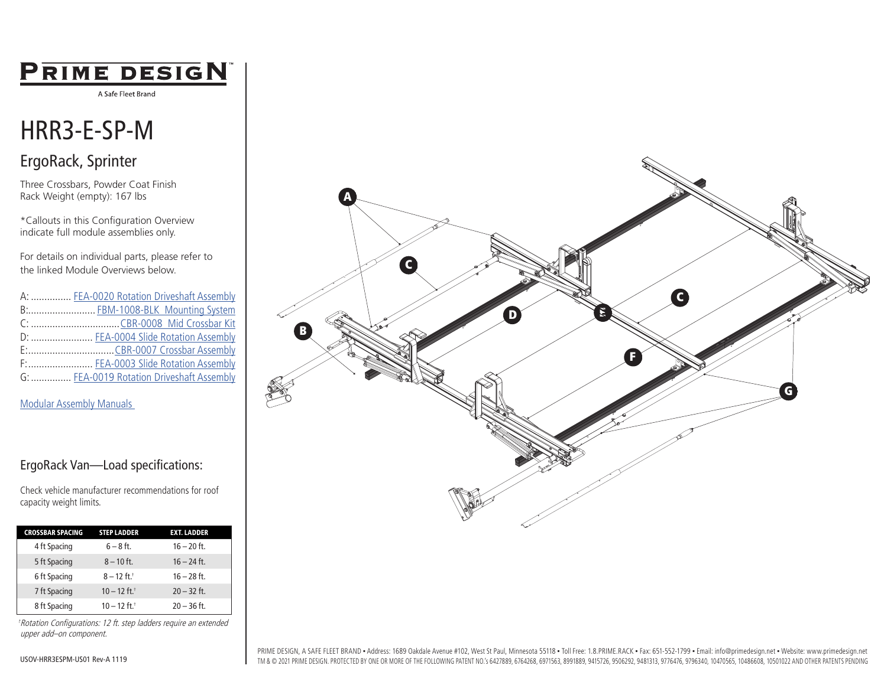# PRIME DESIGN

A Safe Fleet Brand

# HRR3-E-SP-M

## ErgoRack, Sprinter

Three Crossbars, Powder Coat Finish
Rack Weight (empty): 167 lbs

*Callouts in this Configuration Overview indicate full module assemblies only.

For details on individual parts, please refer to the linked Module Overviews below.

A: ............... FEA-0020 Rotation Driveshaft Assembly
B:......................... FBM-1008-BLK Mounting System
C: ................................CBR-0008 Mid Crossbar Kit
D: ....................... FEA-0004 Slide Rotation Assembly
E:................................CBR-0007 Crossbar Assembly
F:........................ FEA-0003 Slide Rotation Assembly
G: ............... FEA-0019 Rotation Driveshaft Assembly

Modular Assembly Manuals

## ErgoRack Van—Load specifications:

Check vehicle manufacturer recommendations for roof capacity weight limits.

| CROSSBAR SPACING | STEP LADDER | EXT. LADDER |
|---|---|---|
| 4 ft Spacing | 6 – 8 ft. | 16 – 20 ft. |
| 5 ft Spacing | 8 – 10 ft. | 16 – 24 ft. |
| 6 ft Spacing | 8 – 12 ft.† | 16 – 28 ft. |
| 7 ft Spacing | 10 – 12 ft.† | 20 – 32 ft. |
| 8 ft Spacing | 10 – 12 ft.† | 20 – 36 ft. |

*†Rotation Configurations: 12 ft. step ladders require an extended upper add–on component.*

USOV-HRR3ESPM-US01 Rev-A 1119

A B C D E F G

PRIME DESIGN, A SAFE FLEET BRAND • Address: 1689 Oakdale Avenue #102, West St Paul, Minnesota 55118 • Toll Free: 1.8.PRIME.RACK • Fax: 651-552-1799 • Email: info@primedesign.net • Website: www.primedesign.net
TM & © 2021 PRIME DESIGN. PROTECTED BY ONE OR MORE OF THE FOLLOWING PATENT NO.'s 6427889, 6764268, 6971563, 8991889, 9415726, 9506292, 9481313, 9776476, 9796340, 10470565, 10486608, 10501022 AND OTHER PATENTS PENDING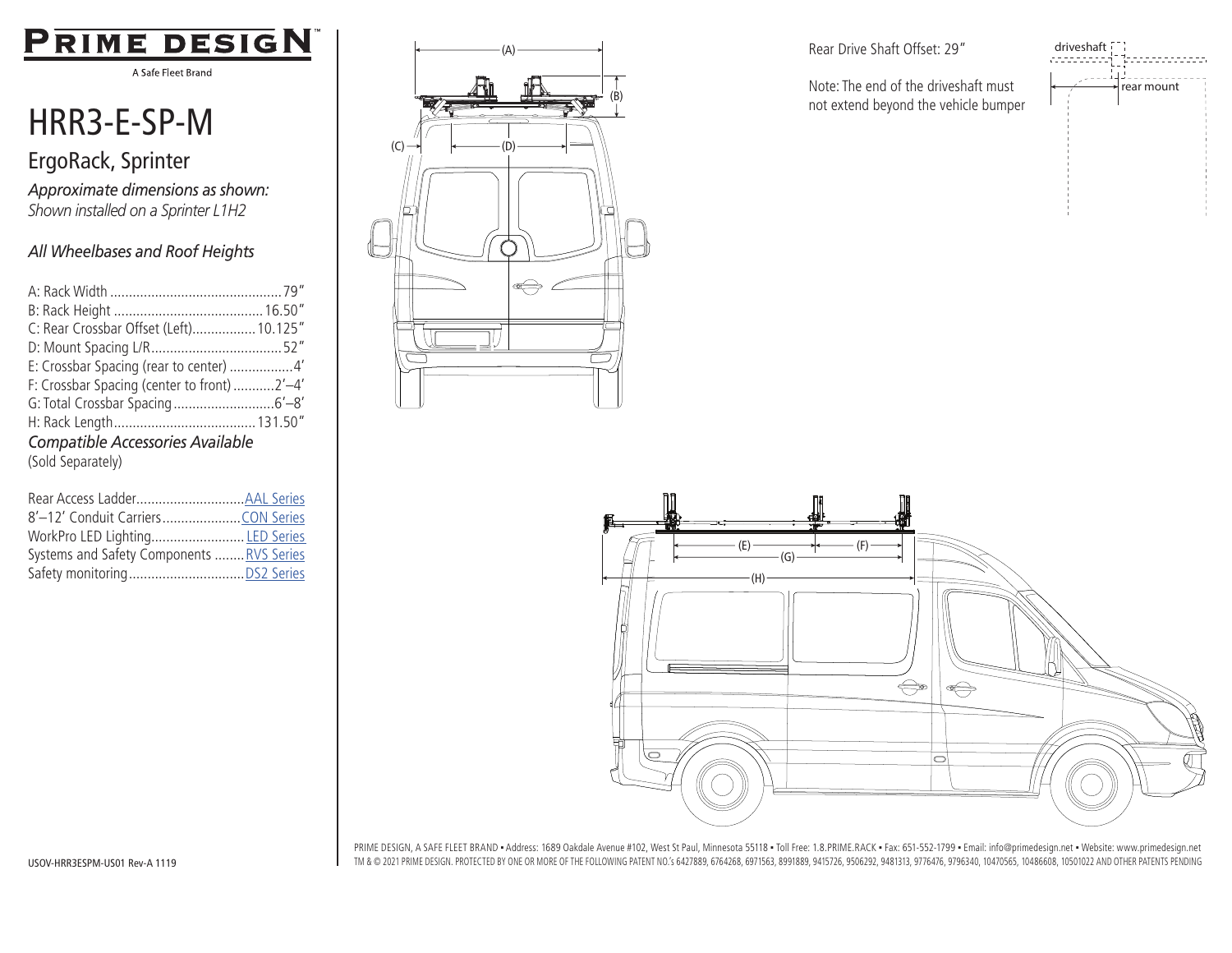# PRIME DESIGN™

A Safe Fleet Brand

# HRR3-E-SP-M

## ErgoRack, Sprinter

*Approximate dimensions as shown:*
*Shown installed on a Sprinter L1H2*

*All Wheelbases and Roof Heights*

| | |
|---|---|
| A: Rack Width | 79" |
| B: Rack Height | 16.50" |
| C: Rear Crossbar Offset (Left) | 10.125" |
| D: Mount Spacing L/R | 52" |
| E: Crossbar Spacing (rear to center) | 4' |
| F: Crossbar Spacing (center to front) | 2'–4' |
| G: Total Crossbar Spacing | 6'–8' |
| H: Rack Length | 131.50" |

*Compatible Accessories Available*
(Sold Separately)

| | |
|---|---|
| Rear Access Ladder | AAL Series |
| 8'–12' Conduit Carriers | CON Series |
| WorkPro LED Lighting | LED Series |
| Systems and Safety Components | RVS Series |
| Safety monitoring | DS2 Series |

(A)
(B)
(C)
(D)

Rear Drive Shaft Offset: 29"

Note: The end of the driveshaft must not extend beyond the vehicle bumper

driveshaft
rear mount

(E)
(F)
(G)
(H)

USOV-HRR3ESPM-US01 Rev-A 1119

PRIME DESIGN, A SAFE FLEET BRAND • Address: 1689 Oakdale Avenue #102, West St Paul, Minnesota 55118 • Toll Free: 1.8.PRIME.RACK • Fax: 651-552-1799 • Email: info@primedesign.net • Website: www.primedesign.net
TM & © 2021 PRIME DESIGN. PROTECTED BY ONE OR MORE OF THE FOLLOWING PATENT NO.'s 6427889, 6764268, 6971563, 8991889, 9415726, 9506292, 9481313, 9776476, 9796340, 10470565, 10486608, 10501022 AND OTHER PATENTS PENDING